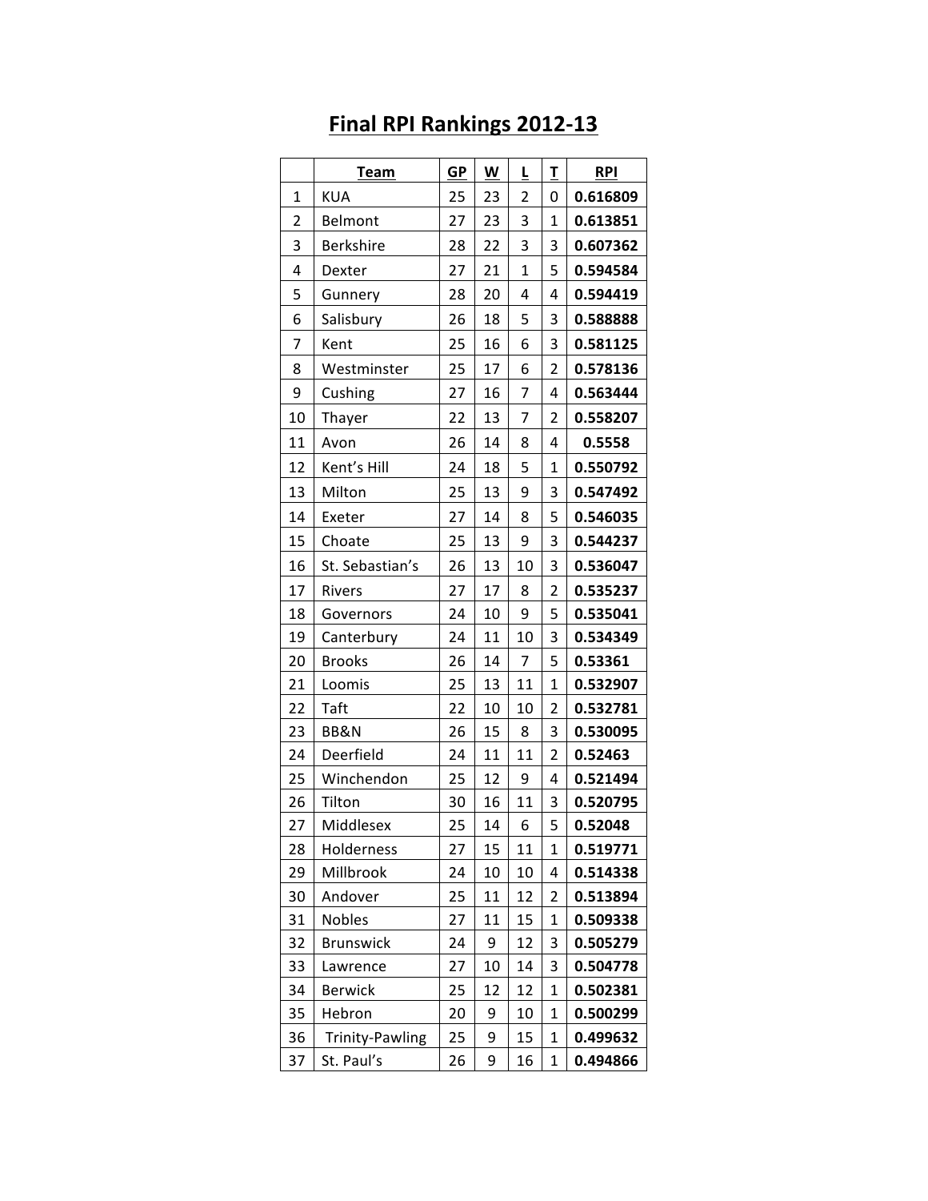# Final RPI Rankings 2012-13

| | Team | GP | W | L | T | RPI |
|---|---|---|---|---|---|---|
| 1 | KUA | 25 | 23 | 2 | 0 | **0.616809** |
| 2 | Belmont | 27 | 23 | 3 | 1 | **0.613851** |
| 3 | Berkshire | 28 | 22 | 3 | 3 | **0.607362** |
| 4 | Dexter | 27 | 21 | 1 | 5 | **0.594584** |
| 5 | Gunnery | 28 | 20 | 4 | 4 | **0.594419** |
| 6 | Salisbury | 26 | 18 | 5 | 3 | **0.588888** |
| 7 | Kent | 25 | 16 | 6 | 3 | **0.581125** |
| 8 | Westminster | 25 | 17 | 6 | 2 | **0.578136** |
| 9 | Cushing | 27 | 16 | 7 | 4 | **0.563444** |
| 10 | Thayer | 22 | 13 | 7 | 2 | **0.558207** |
| 11 | Avon | 26 | 14 | 8 | 4 | **0.5558** |
| 12 | Kent's Hill | 24 | 18 | 5 | 1 | **0.550792** |
| 13 | Milton | 25 | 13 | 9 | 3 | **0.547492** |
| 14 | Exeter | 27 | 14 | 8 | 5 | **0.546035** |
| 15 | Choate | 25 | 13 | 9 | 3 | **0.544237** |
| 16 | St. Sebastian's | 26 | 13 | 10 | 3 | **0.536047** |
| 17 | Rivers | 27 | 17 | 8 | 2 | **0.535237** |
| 18 | Governors | 24 | 10 | 9 | 5 | **0.535041** |
| 19 | Canterbury | 24 | 11 | 10 | 3 | **0.534349** |
| 20 | Brooks | 26 | 14 | 7 | 5 | **0.53361** |
| 21 | Loomis | 25 | 13 | 11 | 1 | **0.532907** |
| 22 | Taft | 22 | 10 | 10 | 2 | **0.532781** |
| 23 | BB&N | 26 | 15 | 8 | 3 | **0.530095** |
| 24 | Deerfield | 24 | 11 | 11 | 2 | **0.52463** |
| 25 | Winchendon | 25 | 12 | 9 | 4 | **0.521494** |
| 26 | Tilton | 30 | 16 | 11 | 3 | **0.520795** |
| 27 | Middlesex | 25 | 14 | 6 | 5 | **0.52048** |
| 28 | Holderness | 27 | 15 | 11 | 1 | **0.519771** |
| 29 | Millbrook | 24 | 10 | 10 | 4 | **0.514338** |
| 30 | Andover | 25 | 11 | 12 | 2 | **0.513894** |
| 31 | Nobles | 27 | 11 | 15 | 1 | **0.509338** |
| 32 | Brunswick | 24 | 9 | 12 | 3 | **0.505279** |
| 33 | Lawrence | 27 | 10 | 14 | 3 | **0.504778** |
| 34 | Berwick | 25 | 12 | 12 | 1 | **0.502381** |
| 35 | Hebron | 20 | 9 | 10 | 1 | **0.500299** |
| 36 | Trinity-Pawling | 25 | 9 | 15 | 1 | **0.499632** |
| 37 | St. Paul's | 26 | 9 | 16 | 1 | **0.494866** |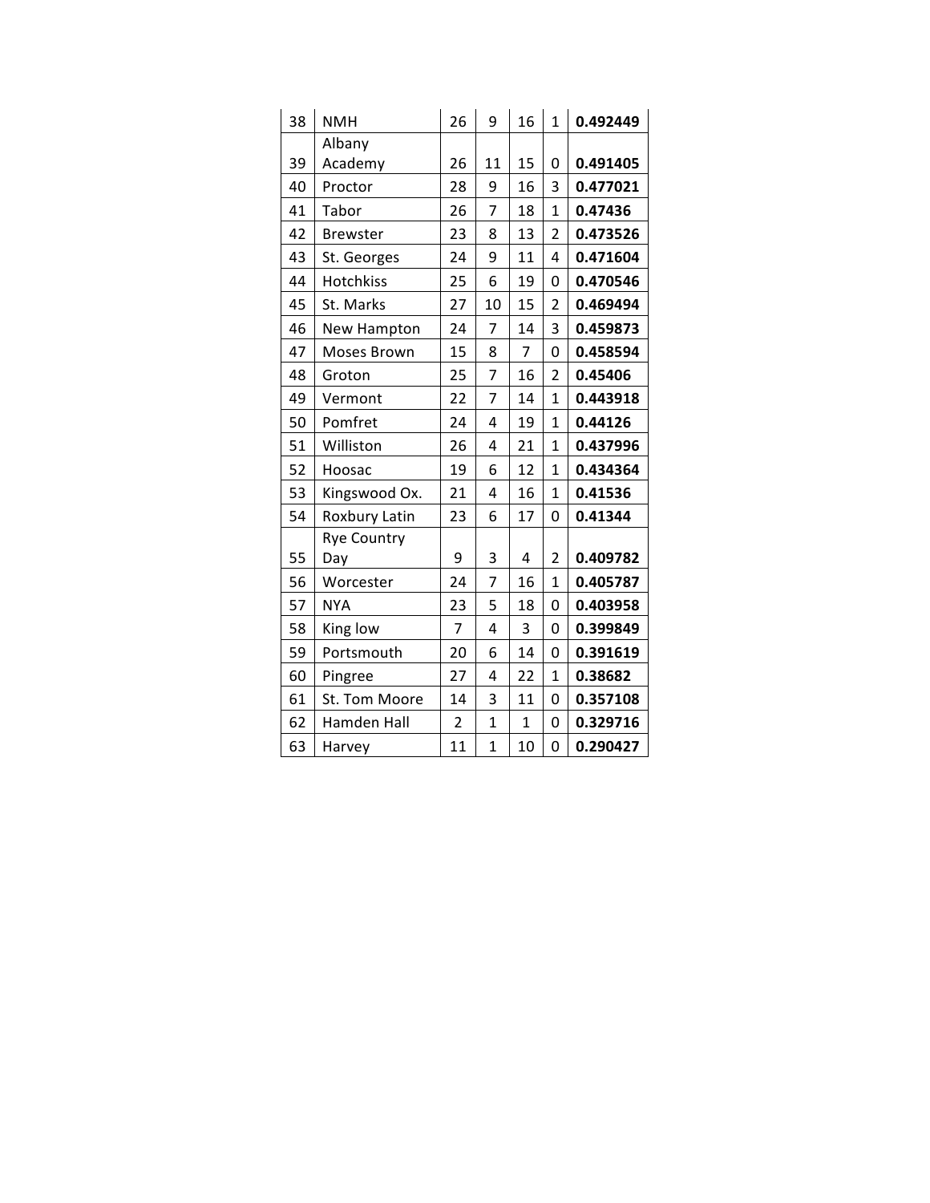| | | | | | | |
|---|---|---|---|---|---|---|
| 38 | NMH | 26 | 9 | 16 | 1 | **0.492449** |
| 39 | Albany Academy | 26 | 11 | 15 | 0 | **0.491405** |
| 40 | Proctor | 28 | 9 | 16 | 3 | **0.477021** |
| 41 | Tabor | 26 | 7 | 18 | 1 | **0.47436** |
| 42 | Brewster | 23 | 8 | 13 | 2 | **0.473526** |
| 43 | St. Georges | 24 | 9 | 11 | 4 | **0.471604** |
| 44 | Hotchkiss | 25 | 6 | 19 | 0 | **0.470546** |
| 45 | St. Marks | 27 | 10 | 15 | 2 | **0.469494** |
| 46 | New Hampton | 24 | 7 | 14 | 3 | **0.459873** |
| 47 | Moses Brown | 15 | 8 | 7 | 0 | **0.458594** |
| 48 | Groton | 25 | 7 | 16 | 2 | **0.45406** |
| 49 | Vermont | 22 | 7 | 14 | 1 | **0.443918** |
| 50 | Pomfret | 24 | 4 | 19 | 1 | **0.44126** |
| 51 | Williston | 26 | 4 | 21 | 1 | **0.437996** |
| 52 | Hoosac | 19 | 6 | 12 | 1 | **0.434364** |
| 53 | Kingswood Ox. | 21 | 4 | 16 | 1 | **0.41536** |
| 54 | Roxbury Latin | 23 | 6 | 17 | 0 | **0.41344** |
| 55 | Rye Country Day | 9 | 3 | 4 | 2 | **0.409782** |
| 56 | Worcester | 24 | 7 | 16 | 1 | **0.405787** |
| 57 | NYA | 23 | 5 | 18 | 0 | **0.403958** |
| 58 | King low | 7 | 4 | 3 | 0 | **0.399849** |
| 59 | Portsmouth | 20 | 6 | 14 | 0 | **0.391619** |
| 60 | Pingree | 27 | 4 | 22 | 1 | **0.38682** |
| 61 | St. Tom Moore | 14 | 3 | 11 | 0 | **0.357108** |
| 62 | Hamden Hall | 2 | 1 | 1 | 0 | **0.329716** |
| 63 | Harvey | 11 | 1 | 10 | 0 | **0.290427** |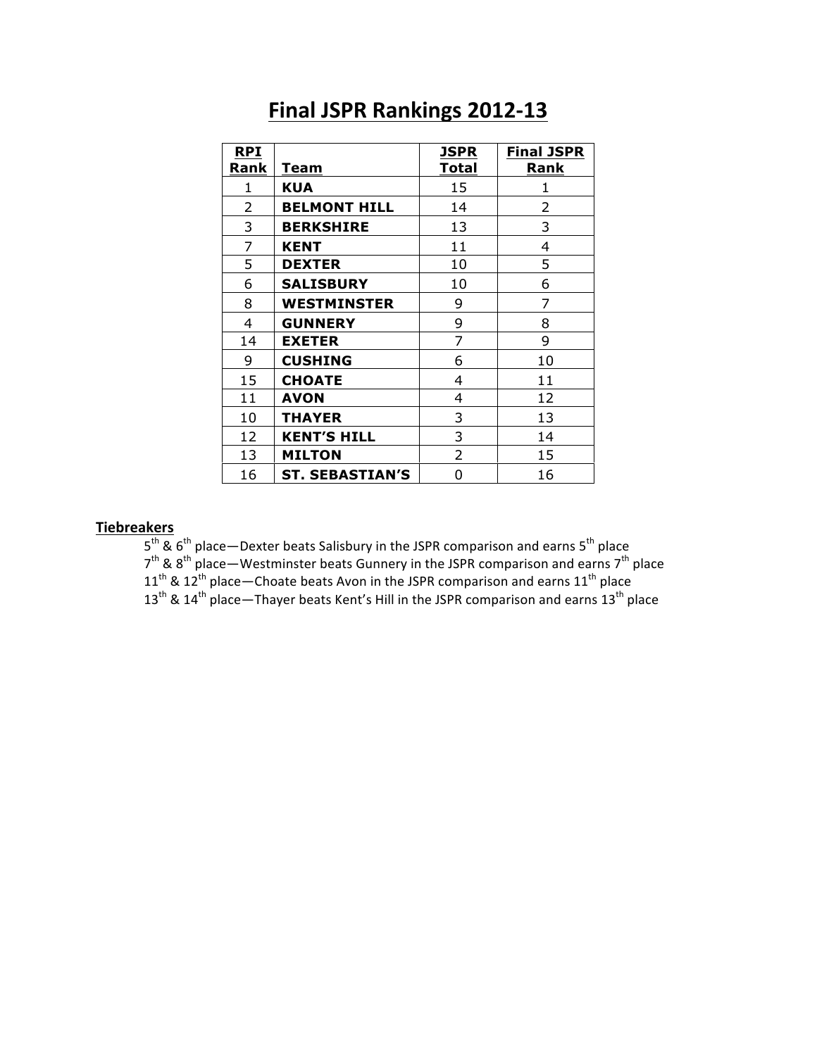# Final JSPR Rankings 2012-13

| RPI Rank | Team | JSPR Total | Final JSPR Rank |
|---|---|---|---|
| 1 | **KUA** | 15 | 1 |
| 2 | **BELMONT HILL** | 14 | 2 |
| 3 | **BERKSHIRE** | 13 | 3 |
| 7 | **KENT** | 11 | 4 |
| 5 | **DEXTER** | 10 | 5 |
| 6 | **SALISBURY** | 10 | 6 |
| 8 | **WESTMINSTER** | 9 | 7 |
| 4 | **GUNNERY** | 9 | 8 |
| 14 | **EXETER** | 7 | 9 |
| 9 | **CUSHING** | 6 | 10 |
| 15 | **CHOATE** | 4 | 11 |
| 11 | **AVON** | 4 | 12 |
| 10 | **THAYER** | 3 | 13 |
| 12 | **KENT'S HILL** | 3 | 14 |
| 13 | **MILTON** | 2 | 15 |
| 16 | **ST. SEBASTIAN'S** | 0 | 16 |

**Tiebreakers**

5th & 6th place—Dexter beats Salisbury in the JSPR comparison and earns 5th place
7th & 8th place—Westminster beats Gunnery in the JSPR comparison and earns 7th place
11th & 12th place—Choate beats Avon in the JSPR comparison and earns 11th place
13th & 14th place—Thayer beats Kent's Hill in the JSPR comparison and earns 13th place